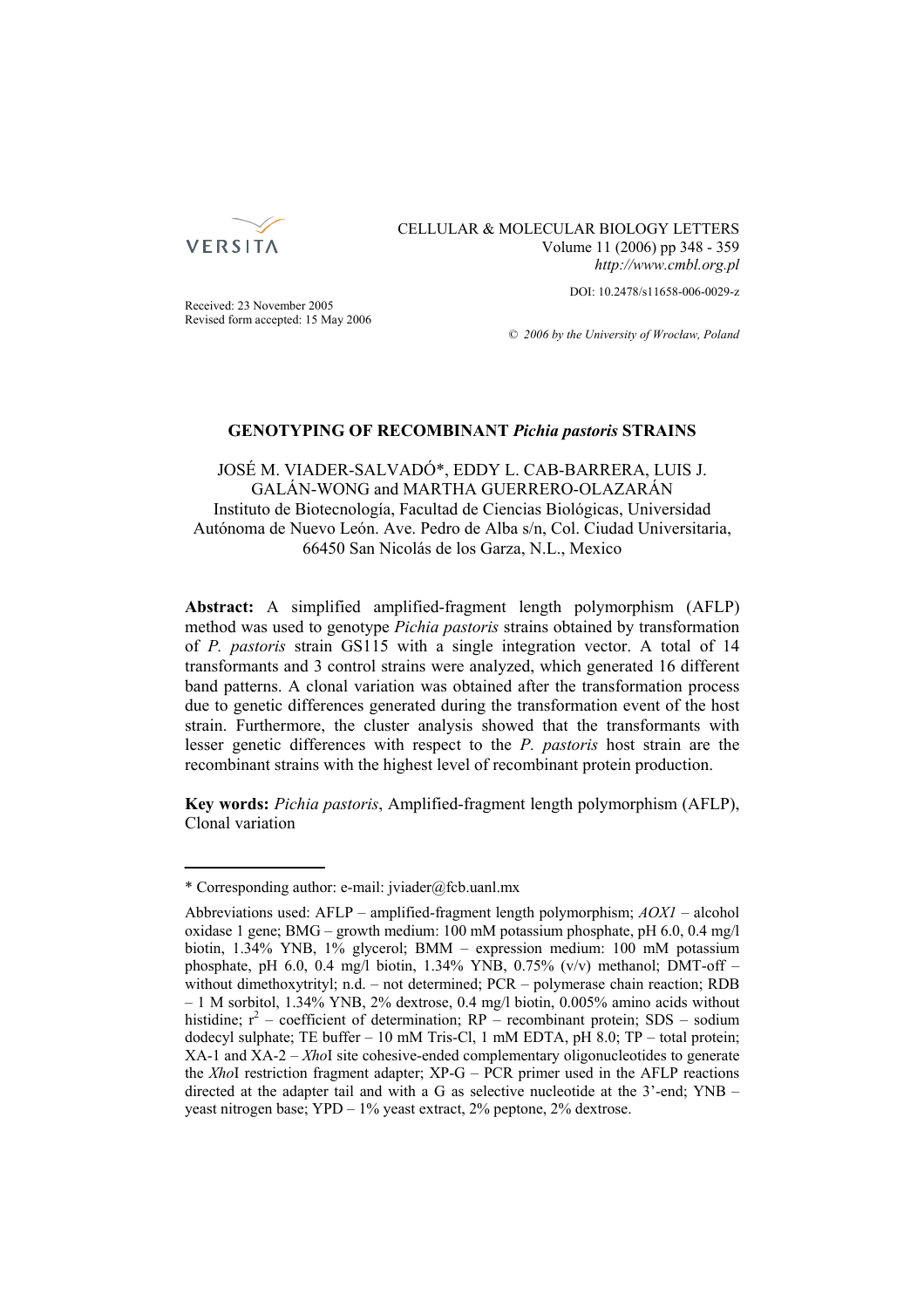Received: 23 November 2005
Revised form accepted: 15 May 2006

DOI: 10.2478/s11658-006-0029-z

© 2006 by the University of Wrocław, Poland

# GENOTYPING OF RECOMBINANT *Pichia pastoris* STRAINS

JOSÉ M. VIADER-SALVADÓ*, EDDY L. CAB-BARRERA, LUIS J. GALÁN-WONG and MARTHA GUERRERO-OLAZARÁN

Instituto de Biotecnología, Facultad de Ciencias Biológicas, Universidad Autónoma de Nuevo León. Ave. Pedro de Alba s/n, Col. Ciudad Universitaria, 66450 San Nicolás de los Garza, N.L., Mexico

**Abstract:** A simplified amplified-fragment length polymorphism (AFLP) method was used to genotype *Pichia pastoris* strains obtained by transformation of *P. pastoris* strain GS115 with a single integration vector. A total of 14 transformants and 3 control strains were analyzed, which generated 16 different band patterns. A clonal variation was obtained after the transformation process due to genetic differences generated during the transformation event of the host strain. Furthermore, the cluster analysis showed that the transformants with lesser genetic differences with respect to the *P. pastoris* host strain are the recombinant strains with the highest level of recombinant protein production.

**Key words:** *Pichia pastoris*, Amplified-fragment length polymorphism (AFLP), Clonal variation

---

* Corresponding author: e-mail: jviader@fcb.uanl.mx

Abbreviations used: AFLP – amplified-fragment length polymorphism; *AOX1* – alcohol oxidase 1 gene; BMG – growth medium: 100 mM potassium phosphate, pH 6.0, 0.4 mg/l biotin, 1.34% YNB, 1% glycerol; BMM – expression medium: 100 mM potassium phosphate, pH 6.0, 0.4 mg/l biotin, 1.34% YNB, 0.75% (v/v) methanol; DMT-off – without dimethoxytrityl; n.d. – not determined; PCR – polymerase chain reaction; RDB – 1 M sorbitol, 1.34% YNB, 2% dextrose, 0.4 mg/l biotin, 0.005% amino acids without histidine; $r^2$ – coefficient of determination; RP – recombinant protein; SDS – sodium dodecyl sulphate; TE buffer – 10 mM Tris-Cl, 1 mM EDTA, pH 8.0; TP – total protein; XA-1 and XA-2 – *Xho*I site cohesive-ended complementary oligonucleotides to generate the *Xho*I restriction fragment adapter; XP-G – PCR primer used in the AFLP reactions directed at the adapter tail and with a G as selective nucleotide at the 3'-end; YNB – yeast nitrogen base; YPD – 1% yeast extract, 2% peptone, 2% dextrose.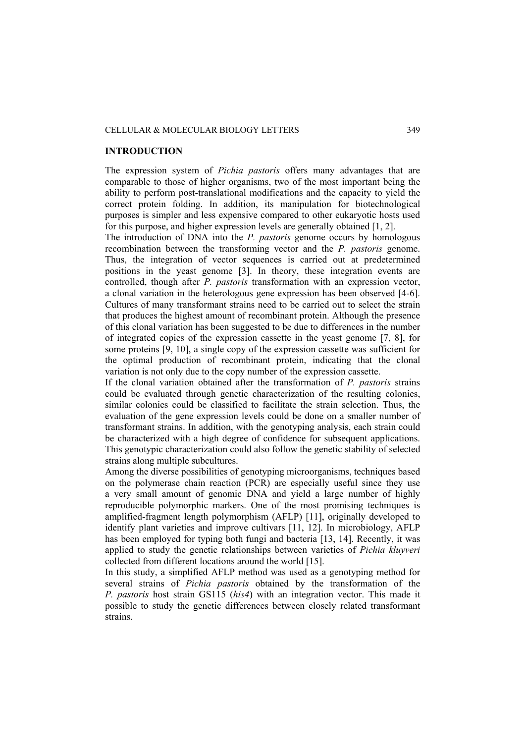## INTRODUCTION

The expression system of *Pichia pastoris* offers many advantages that are comparable to those of higher organisms, two of the most important being the ability to perform post-translational modifications and the capacity to yield the correct protein folding. In addition, its manipulation for biotechnological purposes is simpler and less expensive compared to other eukaryotic hosts used for this purpose, and higher expression levels are generally obtained [1, 2].

The introduction of DNA into the *P. pastoris* genome occurs by homologous recombination between the transforming vector and the *P. pastoris* genome. Thus, the integration of vector sequences is carried out at predetermined positions in the yeast genome [3]. In theory, these integration events are controlled, though after *P. pastoris* transformation with an expression vector, a clonal variation in the heterologous gene expression has been observed [4-6]. Cultures of many transformant strains need to be carried out to select the strain that produces the highest amount of recombinant protein. Although the presence of this clonal variation has been suggested to be due to differences in the number of integrated copies of the expression cassette in the yeast genome [7, 8], for some proteins [9, 10], a single copy of the expression cassette was sufficient for the optimal production of recombinant protein, indicating that the clonal variation is not only due to the copy number of the expression cassette.

If the clonal variation obtained after the transformation of *P. pastoris* strains could be evaluated through genetic characterization of the resulting colonies, similar colonies could be classified to facilitate the strain selection. Thus, the evaluation of the gene expression levels could be done on a smaller number of transformant strains. In addition, with the genotyping analysis, each strain could be characterized with a high degree of confidence for subsequent applications. This genotypic characterization could also follow the genetic stability of selected strains along multiple subcultures.

Among the diverse possibilities of genotyping microorganisms, techniques based on the polymerase chain reaction (PCR) are especially useful since they use a very small amount of genomic DNA and yield a large number of highly reproducible polymorphic markers. One of the most promising techniques is amplified-fragment length polymorphism (AFLP) [11], originally developed to identify plant varieties and improve cultivars [11, 12]. In microbiology, AFLP has been employed for typing both fungi and bacteria [13, 14]. Recently, it was applied to study the genetic relationships between varieties of *Pichia kluyveri* collected from different locations around the world [15].

In this study, a simplified AFLP method was used as a genotyping method for several strains of *Pichia pastoris* obtained by the transformation of the *P. pastoris* host strain GS115 (*his4*) with an integration vector. This made it possible to study the genetic differences between closely related transformant strains.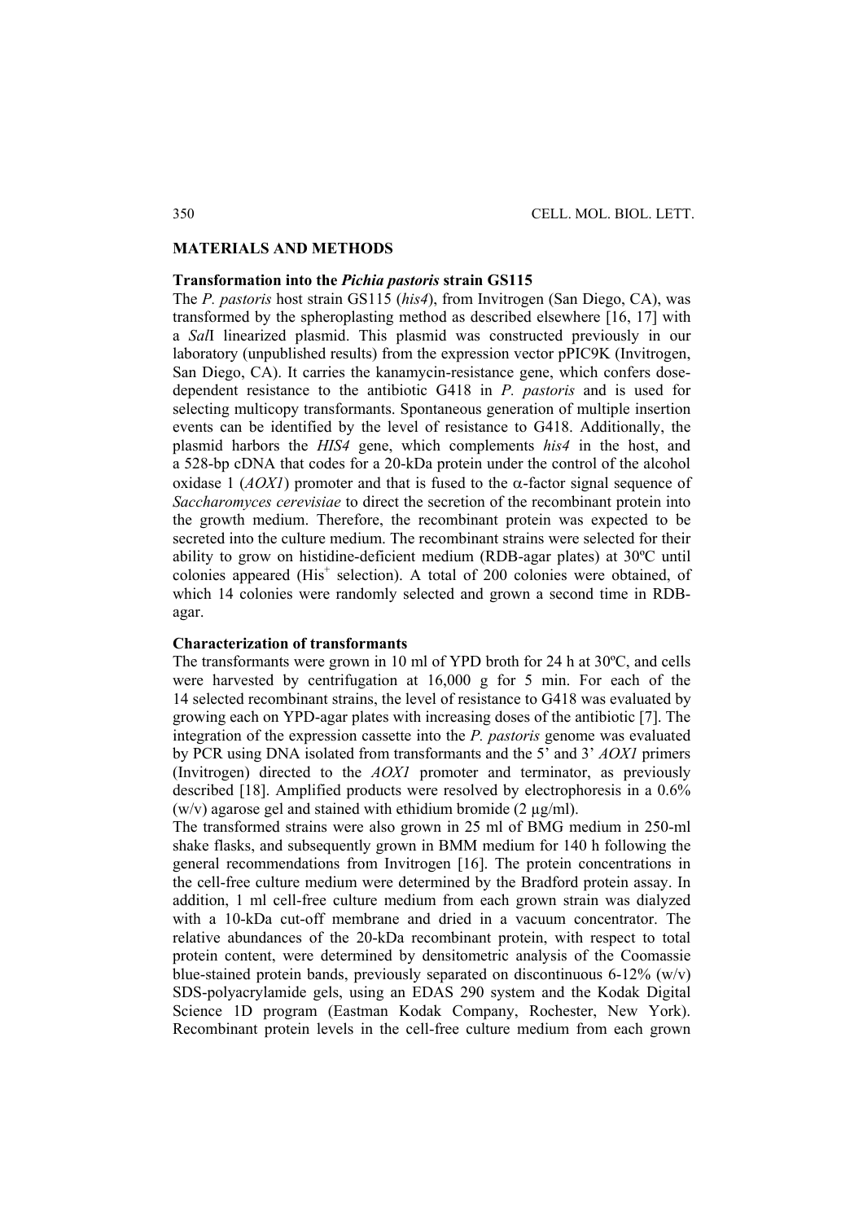## MATERIALS AND METHODS

### Transformation into the *Pichia pastoris* strain GS115

The *P. pastoris* host strain GS115 (*his4*), from Invitrogen (San Diego, CA), was transformed by the spheroplasting method as described elsewhere [16, 17] with a *Sal*I linearized plasmid. This plasmid was constructed previously in our laboratory (unpublished results) from the expression vector pPIC9K (Invitrogen, San Diego, CA). It carries the kanamycin-resistance gene, which confers dose-dependent resistance to the antibiotic G418 in *P. pastoris* and is used for selecting multicopy transformants. Spontaneous generation of multiple insertion events can be identified by the level of resistance to G418. Additionally, the plasmid harbors the *HIS4* gene, which complements *his4* in the host, and a 528-bp cDNA that codes for a 20-kDa protein under the control of the alcohol oxidase 1 (*AOX1*) promoter and that is fused to the α-factor signal sequence of *Saccharomyces cerevisiae* to direct the secretion of the recombinant protein into the growth medium. Therefore, the recombinant protein was expected to be secreted into the culture medium. The recombinant strains were selected for their ability to grow on histidine-deficient medium (RDB-agar plates) at 30ºC until colonies appeared ($His^+$ selection). A total of 200 colonies were obtained, of which 14 colonies were randomly selected and grown a second time in RDB-agar.

### Characterization of transformants

The transformants were grown in 10 ml of YPD broth for 24 h at 30ºC, and cells were harvested by centrifugation at 16,000 g for 5 min. For each of the 14 selected recombinant strains, the level of resistance to G418 was evaluated by growing each on YPD-agar plates with increasing doses of the antibiotic [7]. The integration of the expression cassette into the *P. pastoris* genome was evaluated by PCR using DNA isolated from transformants and the 5' and 3' *AOX1* primers (Invitrogen) directed to the *AOX1* promoter and terminator, as previously described [18]. Amplified products were resolved by electrophoresis in a 0.6% (w/v) agarose gel and stained with ethidium bromide (2 µg/ml).

The transformed strains were also grown in 25 ml of BMG medium in 250-ml shake flasks, and subsequently grown in BMM medium for 140 h following the general recommendations from Invitrogen [16]. The protein concentrations in the cell-free culture medium were determined by the Bradford protein assay. In addition, 1 ml cell-free culture medium from each grown strain was dialyzed with a 10-kDa cut-off membrane and dried in a vacuum concentrator. The relative abundances of the 20-kDa recombinant protein, with respect to total protein content, were determined by densitometric analysis of the Coomassie blue-stained protein bands, previously separated on discontinuous 6-12% (w/v) SDS-polyacrylamide gels, using an EDAS 290 system and the Kodak Digital Science 1D program (Eastman Kodak Company, Rochester, New York). Recombinant protein levels in the cell-free culture medium from each grown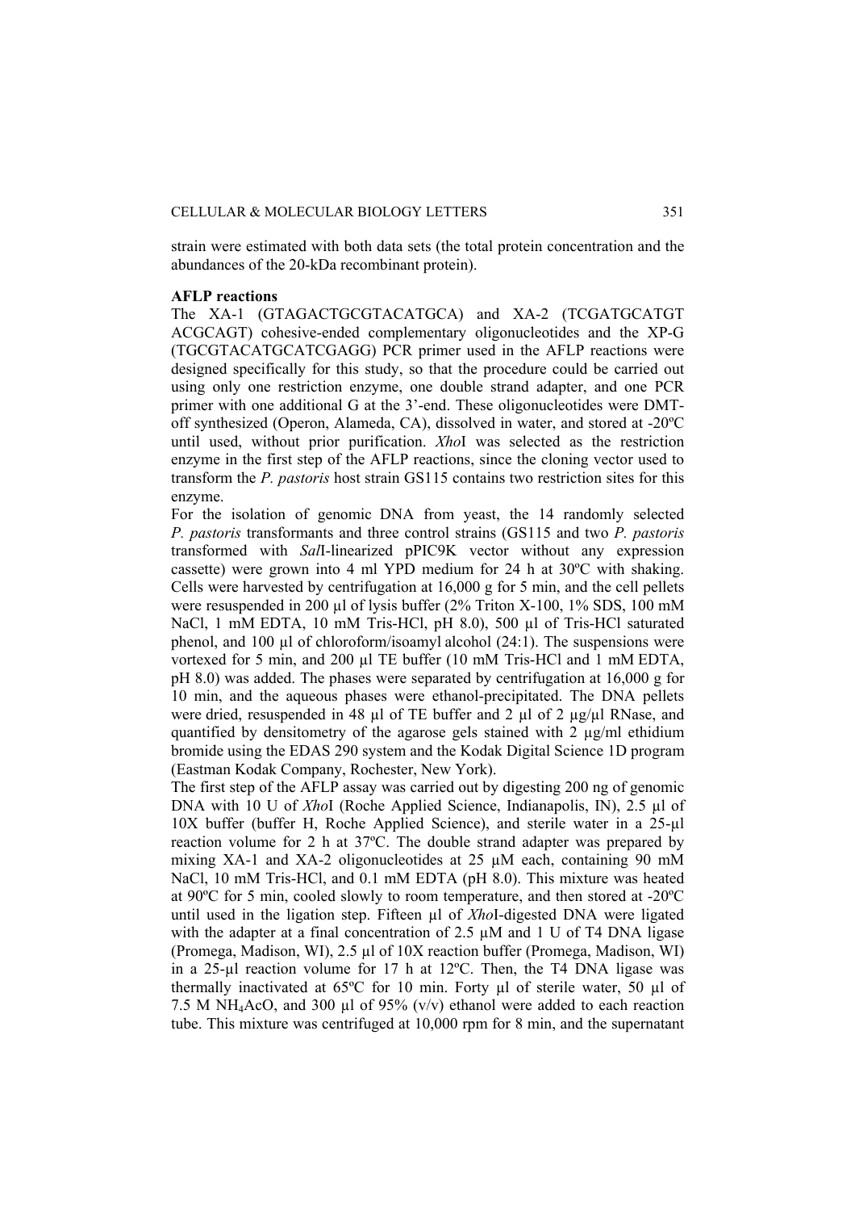strain were estimated with both data sets (the total protein concentration and the abundances of the 20-kDa recombinant protein).

**AFLP reactions**

The XA-1 (GTAGACTGCGTACATGCA) and XA-2 (TCGATGCATGT ACGCAGT) cohesive-ended complementary oligonucleotides and the XP-G (TGCGTACATGCATCGAGG) PCR primer used in the AFLP reactions were designed specifically for this study, so that the procedure could be carried out using only one restriction enzyme, one double strand adapter, and one PCR primer with one additional G at the 3'-end. These oligonucleotides were DMT-off synthesized (Operon, Alameda, CA), dissolved in water, and stored at -20ºC until used, without prior purification. *Xho*I was selected as the restriction enzyme in the first step of the AFLP reactions, since the cloning vector used to transform the *P. pastoris* host strain GS115 contains two restriction sites for this enzyme.

For the isolation of genomic DNA from yeast, the 14 randomly selected *P. pastoris* transformants and three control strains (GS115 and two *P. pastoris* transformed with *Sal*I-linearized pPIC9K vector without any expression cassette) were grown into 4 ml YPD medium for 24 h at 30ºC with shaking. Cells were harvested by centrifugation at 16,000 g for 5 min, and the cell pellets were resuspended in 200 µl of lysis buffer (2% Triton X-100, 1% SDS, 100 mM NaCl, 1 mM EDTA, 10 mM Tris-HCl, pH 8.0), 500 µl of Tris-HCl saturated phenol, and 100 µl of chloroform/isoamyl alcohol (24:1). The suspensions were vortexed for 5 min, and 200 µl TE buffer (10 mM Tris-HCl and 1 mM EDTA, pH 8.0) was added. The phases were separated by centrifugation at 16,000 g for 10 min, and the aqueous phases were ethanol-precipitated. The DNA pellets were dried, resuspended in 48 µl of TE buffer and 2 µl of 2 µg/µl RNase, and quantified by densitometry of the agarose gels stained with 2 µg/ml ethidium bromide using the EDAS 290 system and the Kodak Digital Science 1D program (Eastman Kodak Company, Rochester, New York).

The first step of the AFLP assay was carried out by digesting 200 ng of genomic DNA with 10 U of *Xho*I (Roche Applied Science, Indianapolis, IN), 2.5 µl of 10X buffer (buffer H, Roche Applied Science), and sterile water in a 25-µl reaction volume for 2 h at 37ºC. The double strand adapter was prepared by mixing XA-1 and XA-2 oligonucleotides at 25 µM each, containing 90 mM NaCl, 10 mM Tris-HCl, and 0.1 mM EDTA (pH 8.0). This mixture was heated at 90ºC for 5 min, cooled slowly to room temperature, and then stored at -20ºC until used in the ligation step. Fifteen µl of *Xho*I-digested DNA were ligated with the adapter at a final concentration of 2.5 µM and 1 U of T4 DNA ligase (Promega, Madison, WI), 2.5 µl of 10X reaction buffer (Promega, Madison, WI) in a 25-µl reaction volume for 17 h at 12ºC. Then, the T4 DNA ligase was thermally inactivated at 65ºC for 10 min. Forty µl of sterile water, 50 µl of 7.5 M $NH_4AcO$, and 300 µl of 95% (v/v) ethanol were added to each reaction tube. This mixture was centrifuged at 10,000 rpm for 8 min, and the supernatant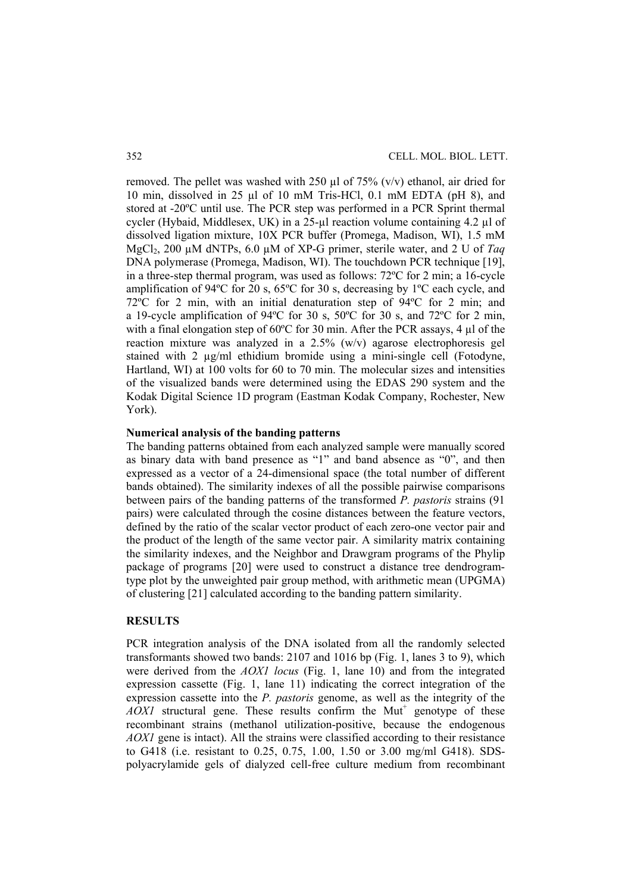removed. The pellet was washed with 250 µl of 75% (v/v) ethanol, air dried for 10 min, dissolved in 25 µl of 10 mM Tris-HCl, 0.1 mM EDTA (pH 8), and stored at -20ºC until use. The PCR step was performed in a PCR Sprint thermal cycler (Hybaid, Middlesex, UK) in a 25-µl reaction volume containing 4.2 µl of dissolved ligation mixture, 10X PCR buffer (Promega, Madison, WI), 1.5 mM $MgCl_2$, 200 µM dNTPs, 6.0 µM of XP-G primer, sterile water, and 2 U of *Taq* DNA polymerase (Promega, Madison, WI). The touchdown PCR technique [19], in a three-step thermal program, was used as follows: 72ºC for 2 min; a 16-cycle amplification of 94ºC for 20 s, 65ºC for 30 s, decreasing by 1ºC each cycle, and 72ºC for 2 min, with an initial denaturation step of 94ºC for 2 min; and a 19-cycle amplification of 94ºC for 30 s, 50ºC for 30 s, and 72ºC for 2 min, with a final elongation step of 60ºC for 30 min. After the PCR assays, 4 µl of the reaction mixture was analyzed in a 2.5% (w/v) agarose electrophoresis gel stained with 2 µg/ml ethidium bromide using a mini-single cell (Fotodyne, Hartland, WI) at 100 volts for 60 to 70 min. The molecular sizes and intensities of the visualized bands were determined using the EDAS 290 system and the Kodak Digital Science 1D program (Eastman Kodak Company, Rochester, New York).

**Numerical analysis of the banding patterns**

The banding patterns obtained from each analyzed sample were manually scored as binary data with band presence as "1" and band absence as "0", and then expressed as a vector of a 24-dimensional space (the total number of different bands obtained). The similarity indexes of all the possible pairwise comparisons between pairs of the banding patterns of the transformed *P. pastoris* strains (91 pairs) were calculated through the cosine distances between the feature vectors, defined by the ratio of the scalar vector product of each zero-one vector pair and the product of the length of the same vector pair. A similarity matrix containing the similarity indexes, and the Neighbor and Drawgram programs of the Phylip package of programs [20] were used to construct a distance tree dendrogram-type plot by the unweighted pair group method, with arithmetic mean (UPGMA) of clustering [21] calculated according to the banding pattern similarity.

## RESULTS

PCR integration analysis of the DNA isolated from all the randomly selected transformants showed two bands: 2107 and 1016 bp (Fig. 1, lanes 3 to 9), which were derived from the *AOX1 locus* (Fig. 1, lane 10) and from the integrated expression cassette (Fig. 1, lane 11) indicating the correct integration of the expression cassette into the *P. pastoris* genome, as well as the integrity of the *AOX1* structural gene. These results confirm the $Mut^+$ genotype of these recombinant strains (methanol utilization-positive, because the endogenous *AOX1* gene is intact). All the strains were classified according to their resistance to G418 (i.e. resistant to 0.25, 0.75, 1.00, 1.50 or 3.00 mg/ml G418). SDS-polyacrylamide gels of dialyzed cell-free culture medium from recombinant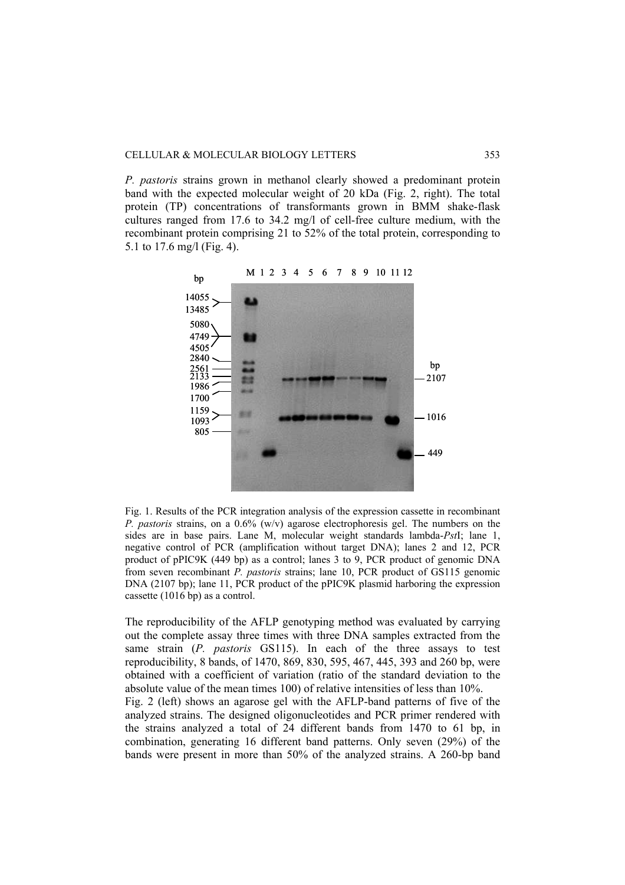*P. pastoris* strains grown in methanol clearly showed a predominant protein band with the expected molecular weight of 20 kDa (Fig. 2, right). The total protein (TP) concentrations of transformants grown in BMM shake-flask cultures ranged from 17.6 to 34.2 mg/l of cell-free culture medium, with the recombinant protein comprising 21 to 52% of the total protein, corresponding to 5.1 to 17.6 mg/l (Fig. 4).

Fig. 1. Results of the PCR integration analysis of the expression cassette in recombinant *P. pastoris* strains, on a 0.6% (w/v) agarose electrophoresis gel. The numbers on the sides are in base pairs. Lane M, molecular weight standards lambda-*Pst*I; lane 1, negative control of PCR (amplification without target DNA); lanes 2 and 12, PCR product of pPIC9K (449 bp) as a control; lanes 3 to 9, PCR product of genomic DNA from seven recombinant *P. pastoris* strains; lane 10, PCR product of GS115 genomic DNA (2107 bp); lane 11, PCR product of the pPIC9K plasmid harboring the expression cassette (1016 bp) as a control.

The reproducibility of the AFLP genotyping method was evaluated by carrying out the complete assay three times with three DNA samples extracted from the same strain (*P. pastoris* GS115). In each of the three assays to test reproducibility, 8 bands, of 1470, 869, 830, 595, 467, 445, 393 and 260 bp, were obtained with a coefficient of variation (ratio of the standard deviation to the absolute value of the mean times 100) of relative intensities of less than 10%.

Fig. 2 (left) shows an agarose gel with the AFLP-band patterns of five of the analyzed strains. The designed oligonucleotides and PCR primer rendered with the strains analyzed a total of 24 different bands from 1470 to 61 bp, in combination, generating 16 different band patterns. Only seven (29%) of the bands were present in more than 50% of the analyzed strains. A 260-bp band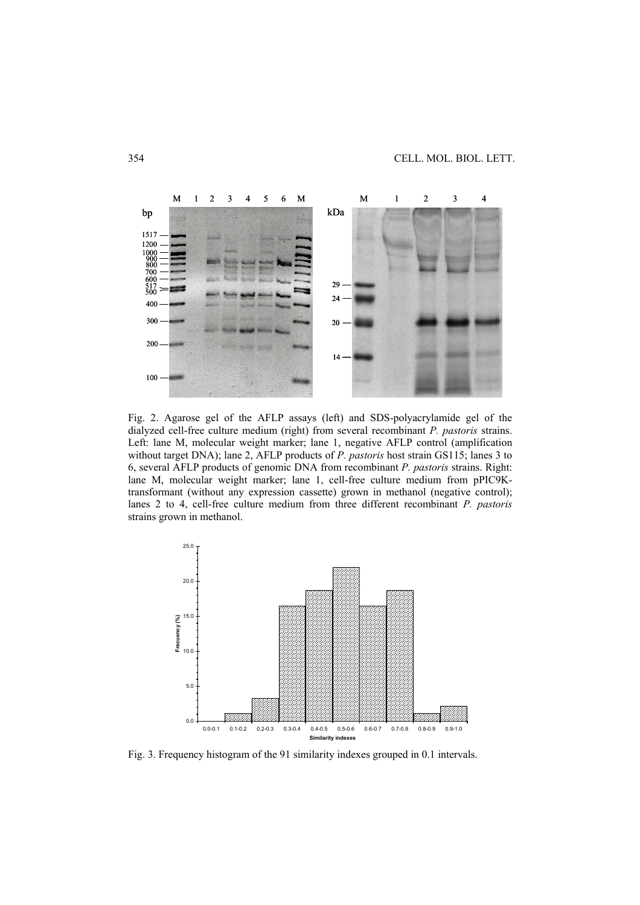Fig. 2. Agarose gel of the AFLP assays (left) and SDS-polyacrylamide gel of the dialyzed cell-free culture medium (right) from several recombinant *P. pastoris* strains. Left: lane M, molecular weight marker; lane 1, negative AFLP control (amplification without target DNA); lane 2, AFLP products of *P. pastoris* host strain GS115; lanes 3 to 6, several AFLP products of genomic DNA from recombinant *P. pastoris* strains. Right: lane M, molecular weight marker; lane 1, cell-free culture medium from pPIC9K-transformant (without any expression cassette) grown in methanol (negative control); lanes 2 to 4, cell-free culture medium from three different recombinant *P. pastoris* strains grown in methanol.

Fig. 3. Frequency histogram of the 91 similarity indexes grouped in 0.1 intervals.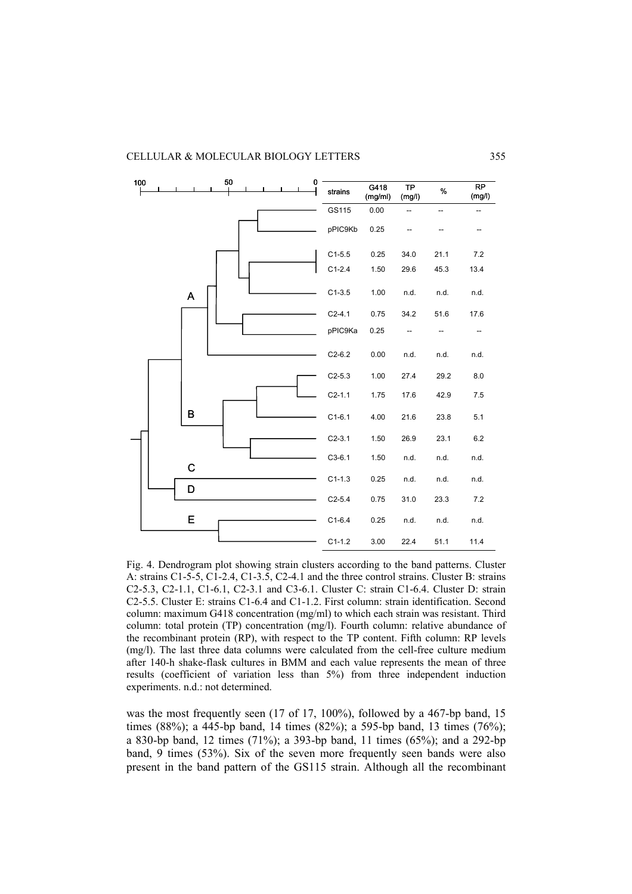| strains | G418 (mg/ml) | TP (mg/l) | % | RP (mg/l) |
|---|---|---|---|---|
| GS115 | 0.00 | -- | -- | -- |
| pPIC9Kb | 0.25 | -- | -- | -- |
| C1-5.5 | 0.25 | 34.0 | 21.1 | 7.2 |
| C1-2.4 | 1.50 | 29.6 | 45.3 | 13.4 |
| C1-3.5 | 1.00 | n.d. | n.d. | n.d. |
| C2-4.1 | 0.75 | 34.2 | 51.6 | 17.6 |
| pPIC9Ka | 0.25 | -- | -- | -- |
| C2-6.2 | 0.00 | n.d. | n.d. | n.d. |
| C2-5.3 | 1.00 | 27.4 | 29.2 | 8.0 |
| C2-1.1 | 1.75 | 17.6 | 42.9 | 7.5 |
| C1-6.1 | 4.00 | 21.6 | 23.8 | 5.1 |
| C2-3.1 | 1.50 | 26.9 | 23.1 | 6.2 |
| C3-6.1 | 1.50 | n.d. | n.d. | n.d. |
| C1-1.3 | 0.25 | n.d. | n.d. | n.d. |
| C2-5.4 | 0.75 | 31.0 | 23.3 | 7.2 |
| C1-6.4 | 0.25 | n.d. | n.d. | n.d. |
| C1-1.2 | 3.00 | 22.4 | 51.1 | 11.4 |

Fig. 4. Dendrogram plot showing strain clusters according to the band patterns. Cluster A: strains C1-5-5, C1-2.4, C1-3.5, C2-4.1 and the three control strains. Cluster B: strains C2-5.3, C2-1.1, C1-6.1, C2-3.1 and C3-6.1. Cluster C: strain C1-6.4. Cluster D: strain C2-5.5. Cluster E: strains C1-6.4 and C1-1.2. First column: strain identification. Second column: maximum G418 concentration (mg/ml) to which each strain was resistant. Third column: total protein (TP) concentration (mg/l). Fourth column: relative abundance of the recombinant protein (RP), with respect to the TP content. Fifth column: RP levels (mg/l). The last three data columns were calculated from the cell-free culture medium after 140-h shake-flask cultures in BMM and each value represents the mean of three results (coefficient of variation less than 5%) from three independent induction experiments. n.d.: not determined.

was the most frequently seen (17 of 17, 100%), followed by a 467-bp band, 15 times (88%); a 445-bp band, 14 times (82%); a 595-bp band, 13 times (76%); a 830-bp band, 12 times (71%); a 393-bp band, 11 times (65%); and a 292-bp band, 9 times (53%). Six of the seven more frequently seen bands were also present in the band pattern of the GS115 strain. Although all the recombinant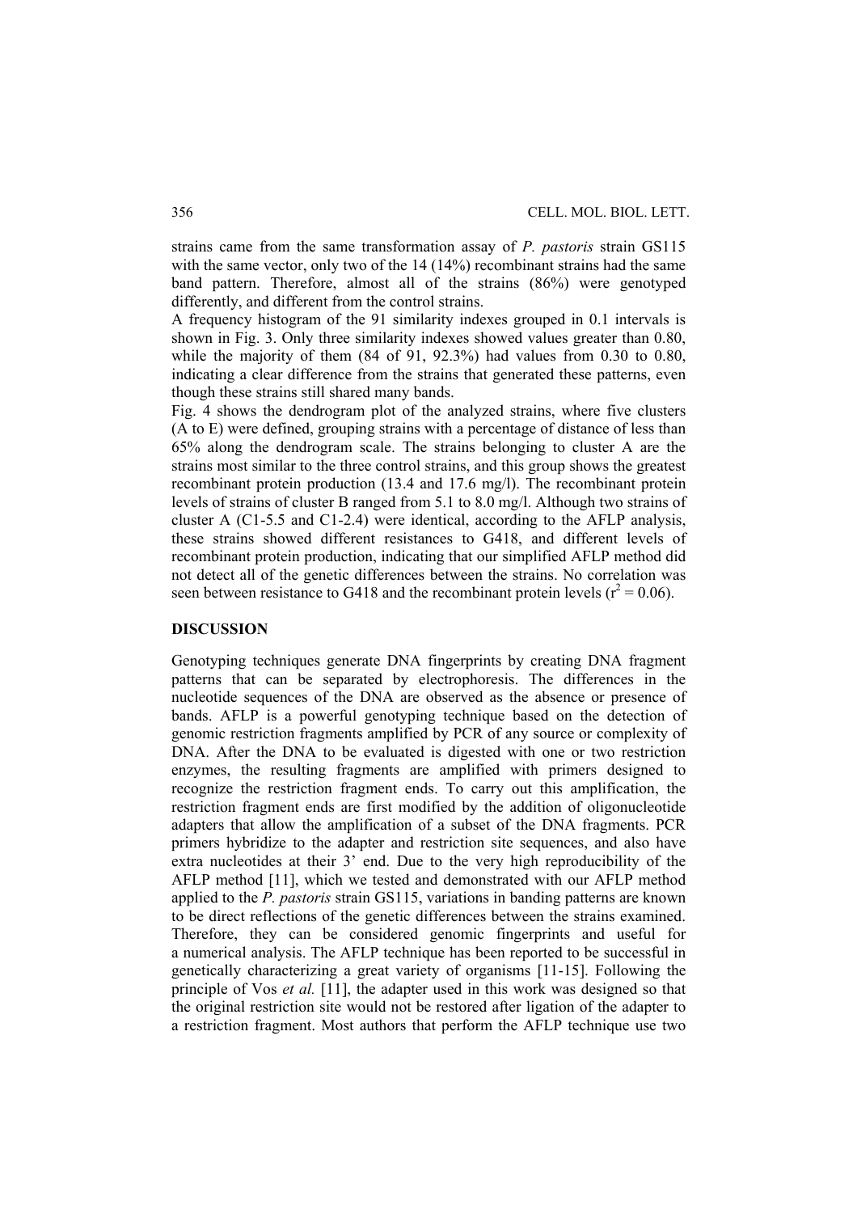strains came from the same transformation assay of *P. pastoris* strain GS115 with the same vector, only two of the 14 (14%) recombinant strains had the same band pattern. Therefore, almost all of the strains (86%) were genotyped differently, and different from the control strains.

A frequency histogram of the 91 similarity indexes grouped in 0.1 intervals is shown in Fig. 3. Only three similarity indexes showed values greater than 0.80, while the majority of them (84 of 91, 92.3%) had values from 0.30 to 0.80, indicating a clear difference from the strains that generated these patterns, even though these strains still shared many bands.

Fig. 4 shows the dendrogram plot of the analyzed strains, where five clusters (A to E) were defined, grouping strains with a percentage of distance of less than 65% along the dendrogram scale. The strains belonging to cluster A are the strains most similar to the three control strains, and this group shows the greatest recombinant protein production (13.4 and 17.6 mg/l). The recombinant protein levels of strains of cluster B ranged from 5.1 to 8.0 mg/l. Although two strains of cluster A (C1-5.5 and C1-2.4) were identical, according to the AFLP analysis, these strains showed different resistances to G418, and different levels of recombinant protein production, indicating that our simplified AFLP method did not detect all of the genetic differences between the strains. No correlation was seen between resistance to G418 and the recombinant protein levels ($r^2 = 0.06$).

## DISCUSSION

Genotyping techniques generate DNA fingerprints by creating DNA fragment patterns that can be separated by electrophoresis. The differences in the nucleotide sequences of the DNA are observed as the absence or presence of bands. AFLP is a powerful genotyping technique based on the detection of genomic restriction fragments amplified by PCR of any source or complexity of DNA. After the DNA to be evaluated is digested with one or two restriction enzymes, the resulting fragments are amplified with primers designed to recognize the restriction fragment ends. To carry out this amplification, the restriction fragment ends are first modified by the addition of oligonucleotide adapters that allow the amplification of a subset of the DNA fragments. PCR primers hybridize to the adapter and restriction site sequences, and also have extra nucleotides at their 3' end. Due to the very high reproducibility of the AFLP method [11], which we tested and demonstrated with our AFLP method applied to the *P. pastoris* strain GS115, variations in banding patterns are known to be direct reflections of the genetic differences between the strains examined. Therefore, they can be considered genomic fingerprints and useful for a numerical analysis. The AFLP technique has been reported to be successful in genetically characterizing a great variety of organisms [11-15]. Following the principle of Vos *et al.* [11], the adapter used in this work was designed so that the original restriction site would not be restored after ligation of the adapter to a restriction fragment. Most authors that perform the AFLP technique use two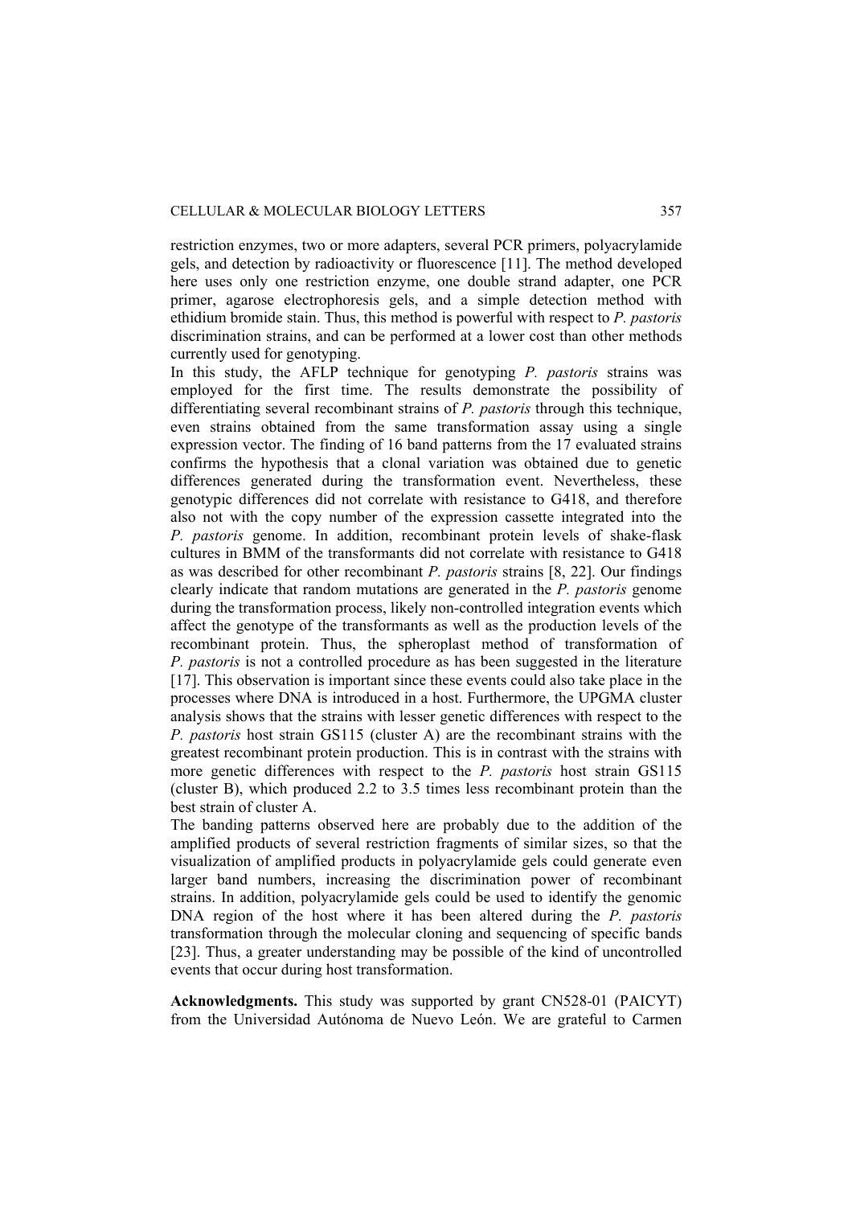restriction enzymes, two or more adapters, several PCR primers, polyacrylamide gels, and detection by radioactivity or fluorescence [11]. The method developed here uses only one restriction enzyme, one double strand adapter, one PCR primer, agarose electrophoresis gels, and a simple detection method with ethidium bromide stain. Thus, this method is powerful with respect to *P. pastoris* discrimination strains, and can be performed at a lower cost than other methods currently used for genotyping.

In this study, the AFLP technique for genotyping *P. pastoris* strains was employed for the first time. The results demonstrate the possibility of differentiating several recombinant strains of *P. pastoris* through this technique, even strains obtained from the same transformation assay using a single expression vector. The finding of 16 band patterns from the 17 evaluated strains confirms the hypothesis that a clonal variation was obtained due to genetic differences generated during the transformation event. Nevertheless, these genotypic differences did not correlate with resistance to G418, and therefore also not with the copy number of the expression cassette integrated into the *P. pastoris* genome. In addition, recombinant protein levels of shake-flask cultures in BMM of the transformants did not correlate with resistance to G418 as was described for other recombinant *P. pastoris* strains [8, 22]. Our findings clearly indicate that random mutations are generated in the *P. pastoris* genome during the transformation process, likely non-controlled integration events which affect the genotype of the transformants as well as the production levels of the recombinant protein. Thus, the spheroplast method of transformation of *P. pastoris* is not a controlled procedure as has been suggested in the literature [17]. This observation is important since these events could also take place in the processes where DNA is introduced in a host. Furthermore, the UPGMA cluster analysis shows that the strains with lesser genetic differences with respect to the *P. pastoris* host strain GS115 (cluster A) are the recombinant strains with the greatest recombinant protein production. This is in contrast with the strains with more genetic differences with respect to the *P. pastoris* host strain GS115 (cluster B), which produced 2.2 to 3.5 times less recombinant protein than the best strain of cluster A.

The banding patterns observed here are probably due to the addition of the amplified products of several restriction fragments of similar sizes, so that the visualization of amplified products in polyacrylamide gels could generate even larger band numbers, increasing the discrimination power of recombinant strains. In addition, polyacrylamide gels could be used to identify the genomic DNA region of the host where it has been altered during the *P. pastoris* transformation through the molecular cloning and sequencing of specific bands [23]. Thus, a greater understanding may be possible of the kind of uncontrolled events that occur during host transformation.

**Acknowledgments.** This study was supported by grant CN528-01 (PAICYT) from the Universidad Autónoma de Nuevo León. We are grateful to Carmen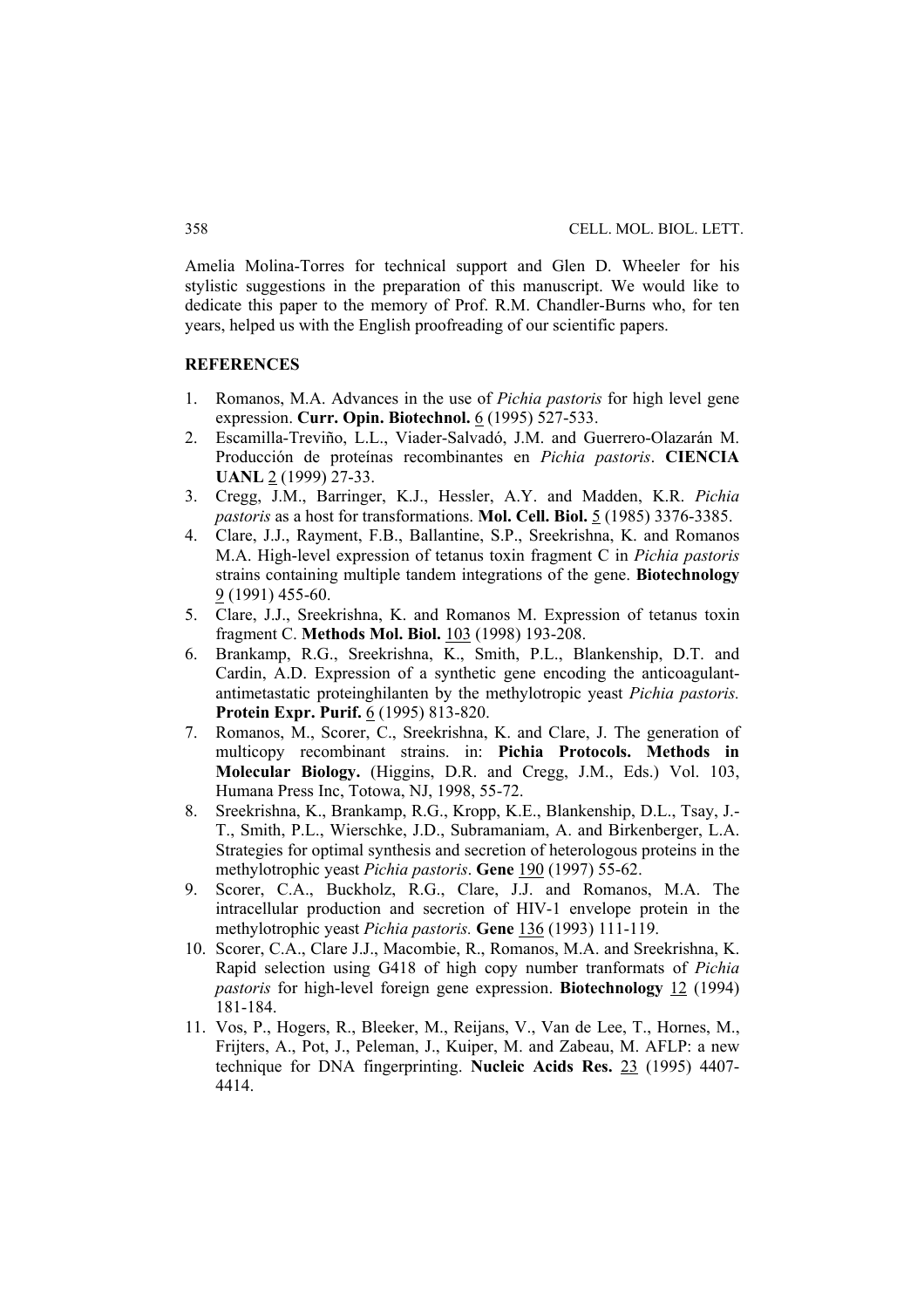Amelia Molina-Torres for technical support and Glen D. Wheeler for his stylistic suggestions in the preparation of this manuscript. We would like to dedicate this paper to the memory of Prof. R.M. Chandler-Burns who, for ten years, helped us with the English proofreading of our scientific papers.

**REFERENCES**

1. Romanos, M.A. Advances in the use of *Pichia pastoris* for high level gene expression. **Curr. Opin. Biotechnol.** 6 (1995) 527-533.
2. Escamilla-Treviño, L.L., Viader-Salvadó, J.M. and Guerrero-Olazarán M. Producción de proteínas recombinantes en *Pichia pastoris*. **CIENCIA UANL** 2 (1999) 27-33.
3. Cregg, J.M., Barringer, K.J., Hessler, A.Y. and Madden, K.R. *Pichia pastoris* as a host for transformations. **Mol. Cell. Biol.** 5 (1985) 3376-3385.
4. Clare, J.J., Rayment, F.B., Ballantine, S.P., Sreekrishna, K. and Romanos M.A. High-level expression of tetanus toxin fragment C in *Pichia pastoris* strains containing multiple tandem integrations of the gene. **Biotechnology** 9 (1991) 455-60.
5. Clare, J.J., Sreekrishna, K. and Romanos M. Expression of tetanus toxin fragment C. **Methods Mol. Biol.** 103 (1998) 193-208.
6. Brankamp, R.G., Sreekrishna, K., Smith, P.L., Blankenship, D.T. and Cardin, A.D. Expression of a synthetic gene encoding the anticoagulant-antimetastatic proteinghilanten by the methylotropic yeast *Pichia pastoris.* **Protein Expr. Purif.** 6 (1995) 813-820.
7. Romanos, M., Scorer, C., Sreekrishna, K. and Clare, J. The generation of multicopy recombinant strains. in: **Pichia Protocols. Methods in Molecular Biology.** (Higgins, D.R. and Cregg, J.M., Eds.) Vol. 103, Humana Press Inc, Totowa, NJ, 1998, 55-72.
8. Sreekrishna, K., Brankamp, R.G., Kropp, K.E., Blankenship, D.L., Tsay, J.-T., Smith, P.L., Wierschke, J.D., Subramaniam, A. and Birkenberger, L.A. Strategies for optimal synthesis and secretion of heterologous proteins in the methylotrophic yeast *Pichia pastoris*. **Gene** 190 (1997) 55-62.
9. Scorer, C.A., Buckholz, R.G., Clare, J.J. and Romanos, M.A. The intracellular production and secretion of HIV-1 envelope protein in the methylotrophic yeast *Pichia pastoris.* **Gene** 136 (1993) 111-119.
10. Scorer, C.A., Clare J.J., Macombie, R., Romanos, M.A. and Sreekrishna, K. Rapid selection using G418 of high copy number tranformats of *Pichia pastoris* for high-level foreign gene expression. **Biotechnology** 12 (1994) 181-184.
11. Vos, P., Hogers, R., Bleeker, M., Reijans, V., Van de Lee, T., Hornes, M., Frijters, A., Pot, J., Peleman, J., Kuiper, M. and Zabeau, M. AFLP: a new technique for DNA fingerprinting. **Nucleic Acids Res.** 23 (1995) 4407-4414.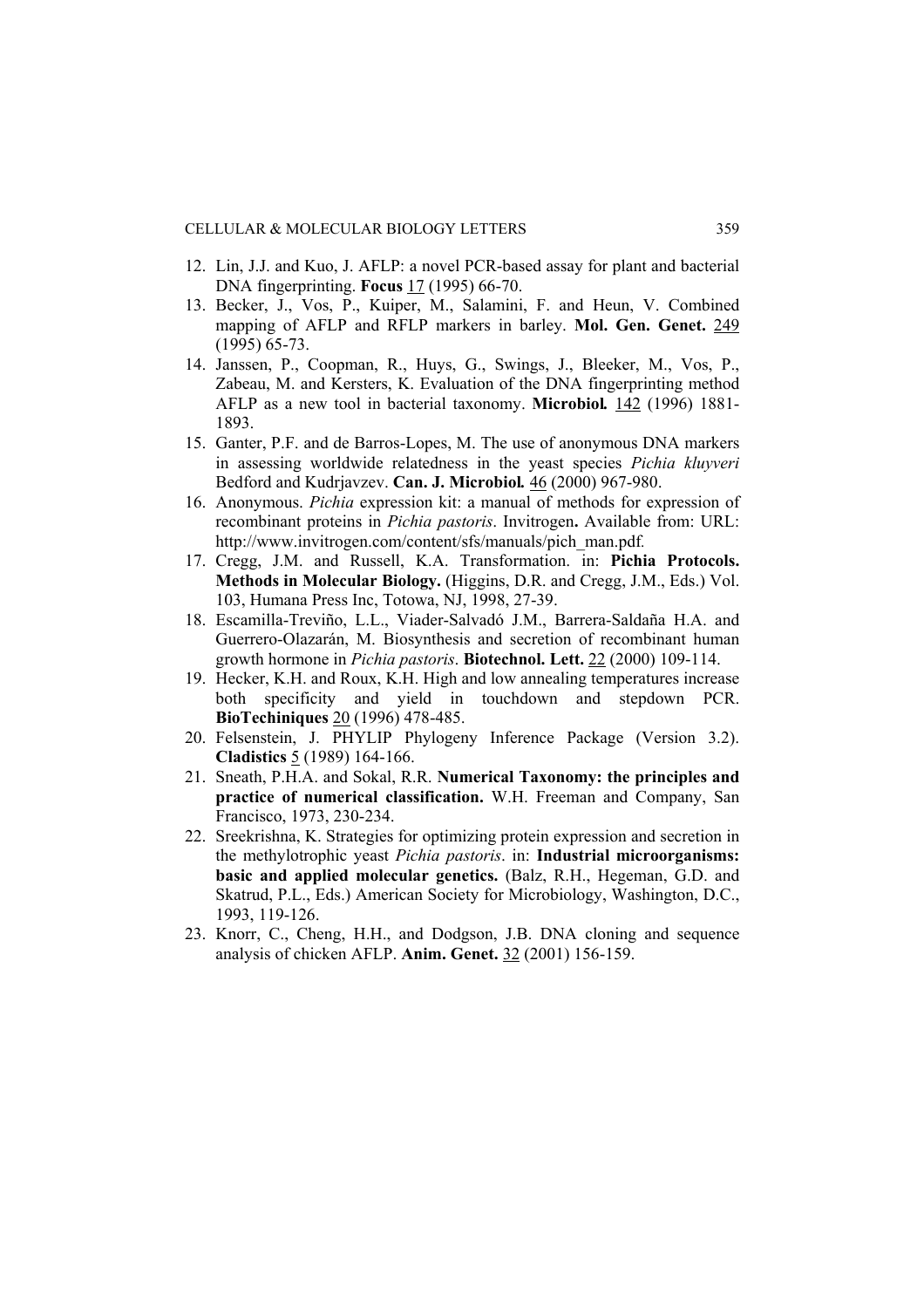12. Lin, J.J. and Kuo, J. AFLP: a novel PCR-based assay for plant and bacterial DNA fingerprinting. **Focus** 17 (1995) 66-70.
13. Becker, J., Vos, P., Kuiper, M., Salamini, F. and Heun, V. Combined mapping of AFLP and RFLP markers in barley. **Mol. Gen. Genet.** 249 (1995) 65-73.
14. Janssen, P., Coopman, R., Huys, G., Swings, J., Bleeker, M., Vos, P., Zabeau, M. and Kersters, K. Evaluation of the DNA fingerprinting method AFLP as a new tool in bacterial taxonomy. **Microbiol.** 142 (1996) 1881-1893.
15. Ganter, P.F. and de Barros-Lopes, M. The use of anonymous DNA markers in assessing worldwide relatedness in the yeast species *Pichia kluyveri* Bedford and Kudrjavzev. **Can. J. Microbiol.** 46 (2000) 967-980.
16. Anonymous. *Pichia* expression kit: a manual of methods for expression of recombinant proteins in *Pichia pastoris*. Invitrogen**.** Available from: URL: http://www.invitrogen.com/content/sfs/manuals/pich_man.pdf.
17. Cregg, J.M. and Russell, K.A. Transformation. in: **Pichia Protocols. Methods in Molecular Biology.** (Higgins, D.R. and Cregg, J.M., Eds.) Vol. 103, Humana Press Inc, Totowa, NJ, 1998, 27-39.
18. Escamilla-Treviño, L.L., Viader-Salvadó J.M., Barrera-Saldaña H.A. and Guerrero-Olazarán, M. Biosynthesis and secretion of recombinant human growth hormone in *Pichia pastoris*. **Biotechnol. Lett.** 22 (2000) 109-114.
19. Hecker, K.H. and Roux, K.H. High and low annealing temperatures increase both specificity and yield in touchdown and stepdown PCR. **BioTechiniques** 20 (1996) 478-485.
20. Felsenstein, J. PHYLIP Phylogeny Inference Package (Version 3.2). **Cladistics** 5 (1989) 164-166.
21. Sneath, P.H.A. and Sokal, R.R. **Numerical Taxonomy: the principles and practice of numerical classification.** W.H. Freeman and Company, San Francisco, 1973, 230-234.
22. Sreekrishna, K. Strategies for optimizing protein expression and secretion in the methylotrophic yeast *Pichia pastoris*. in: **Industrial microorganisms: basic and applied molecular genetics.** (Balz, R.H., Hegeman, G.D. and Skatrud, P.L., Eds.) American Society for Microbiology, Washington, D.C., 1993, 119-126.
23. Knorr, C., Cheng, H.H., and Dodgson, J.B. DNA cloning and sequence analysis of chicken AFLP. **Anim. Genet.** 32 (2001) 156-159.